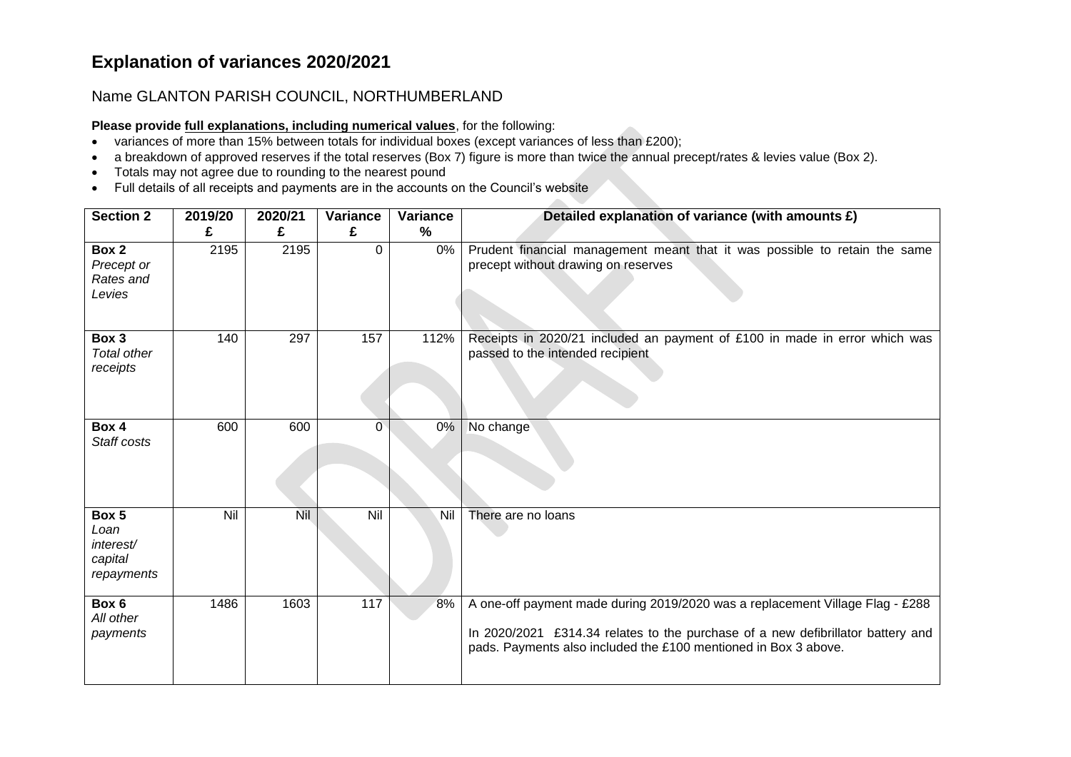# Explanation of variances 2020/2021

Name GLANTON PARISH COUNCIL, NORTHUMBERLAND

**Please provide full explanations, including numerical values**, for the following:

- variances of more than 15% between totals for individual boxes (except variances of less than £200);
- a breakdown of approved reserves if the total reserves (Box 7) figure is more than twice the annual precept/rates & levies value (Box 2).
- Totals may not agree due to rounding to the nearest pound
- Full details of all receipts and payments are in the accounts on the Council's website

| Section 2 | 2019/20 £ | 2020/21 £ | Variance £ | Variance % | Detailed explanation of variance (with amounts £) |
|---|---|---|---|---|---|
| **Box 2** *Precept or Rates and Levies* | 2195 | 2195 | 0 | 0% | Prudent financial management meant that it was possible to retain the same precept without drawing on reserves |
| **Box 3** *Total other receipts* | 140 | 297 | 157 | 112% | Receipts in 2020/21 included an payment of £100 in made in error which was passed to the intended recipient |
| **Box 4** *Staff costs* | 600 | 600 | 0 | 0% | No change |
| **Box 5** *Loan interest/ capital repayments* | Nil | Nil | Nil | Nil | There are no loans |
| **Box 6** *All other payments* | 1486 | 1603 | 117 | 8% | A one-off payment made during 2019/2020 was a replacement Village Flag - £288<br><br>In 2020/2021 £314.34 relates to the purchase of a new defibrillator battery and pads. Payments also included the £100 mentioned in Box 3 above. |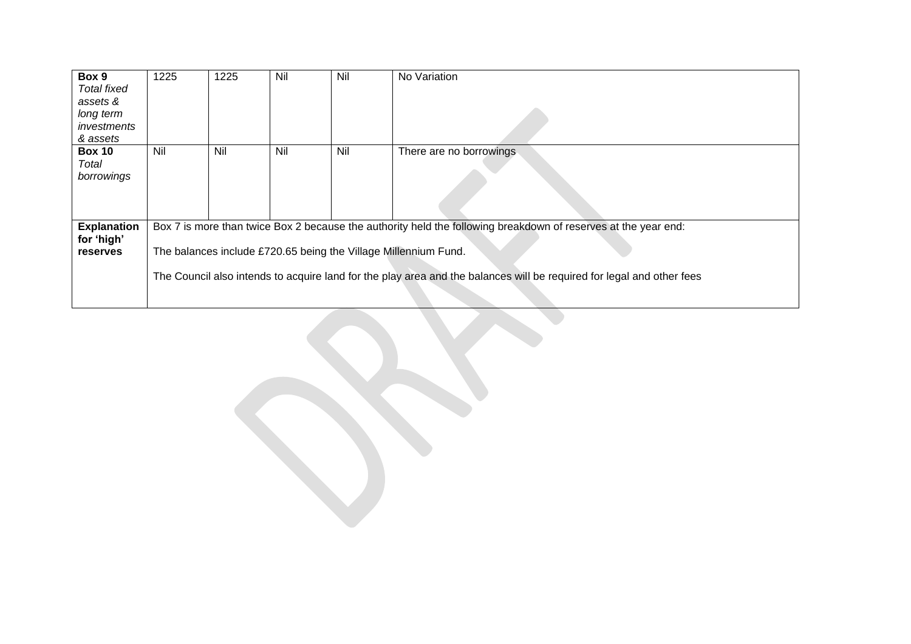| | | | | | |
|---|---|---|---|---|---|
| **Box 9** *Total fixed assets & long term investments & assets* | 1225 | 1225 | Nil | Nil | No Variation |
| **Box 10** *Total borrowings* | Nil | Nil | Nil | Nil | There are no borrowings |
| **Explanation for 'high' reserves** | Box 7 is more than twice Box 2 because the authority held the following breakdown of reserves at the year end:<br><br>The balances include £720.65 being the Village Millennium Fund.<br><br>The Council also intends to acquire land for the play area and the balances will be required for legal and other fees | | | | |

DRAFT